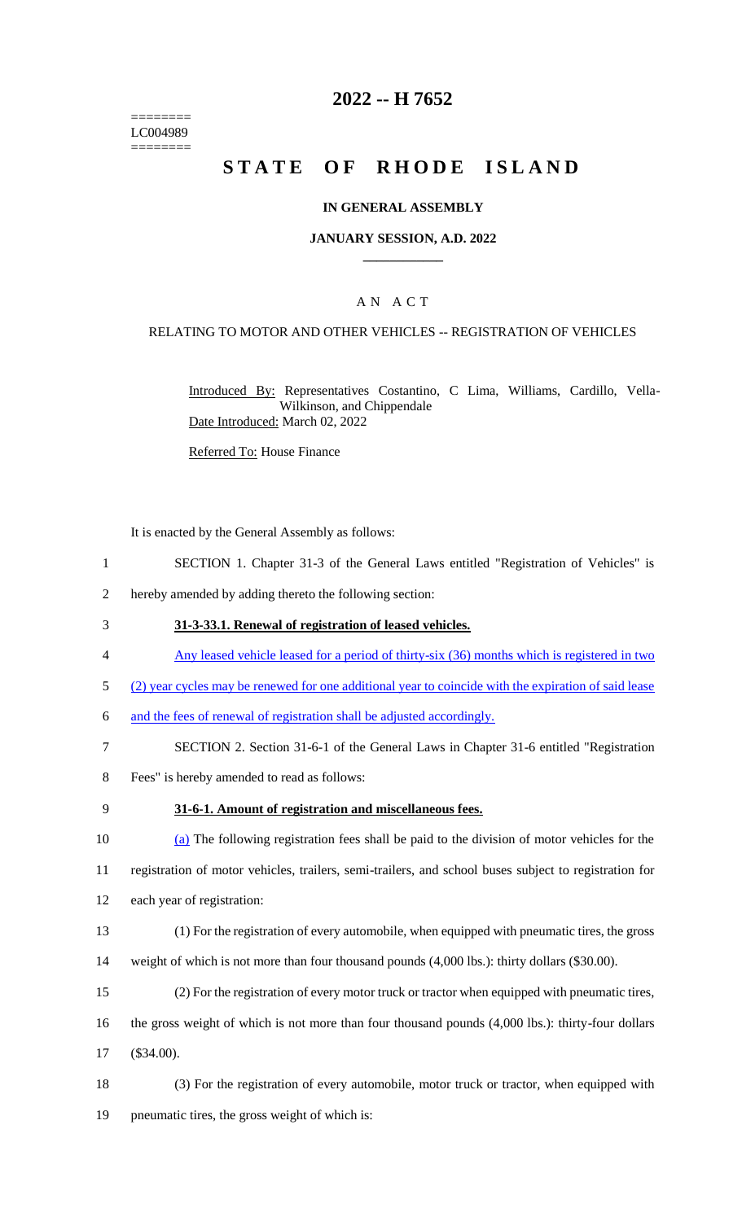========
LC004989
========

# 2022 -- H 7652

# STATE OF RHODE ISLAND

## IN GENERAL ASSEMBLY

### JANUARY SESSION, A.D. 2022

### A N A C T

RELATING TO MOTOR AND OTHER VEHICLES -- REGISTRATION OF VEHICLES

Introduced By: Representatives Costantino, C Lima, Williams, Cardillo, Vella-Wilkinson, and Chippendale

Date Introduced: March 02, 2022

Referred To: House Finance

It is enacted by the General Assembly as follows:

SECTION 1. Chapter 31-3 of the General Laws entitled "Registration of Vehicles" is hereby amended by adding thereto the following section:

**31-3-33.1. Renewal of registration of leased vehicles.**

Any leased vehicle leased for a period of thirty-six (36) months which is registered in two (2) year cycles may be renewed for one additional year to coincide with the expiration of said lease and the fees of renewal of registration shall be adjusted accordingly.

SECTION 2. Section 31-6-1 of the General Laws in Chapter 31-6 entitled "Registration Fees" is hereby amended to read as follows:

**31-6-1. Amount of registration and miscellaneous fees.**

(a) The following registration fees shall be paid to the division of motor vehicles for the registration of motor vehicles, trailers, semi-trailers, and school buses subject to registration for each year of registration:

(1) For the registration of every automobile, when equipped with pneumatic tires, the gross weight of which is not more than four thousand pounds (4,000 lbs.): thirty dollars ($30.00).

(2) For the registration of every motor truck or tractor when equipped with pneumatic tires, the gross weight of which is not more than four thousand pounds (4,000 lbs.): thirty-four dollars ($34.00).

(3) For the registration of every automobile, motor truck or tractor, when equipped with pneumatic tires, the gross weight of which is: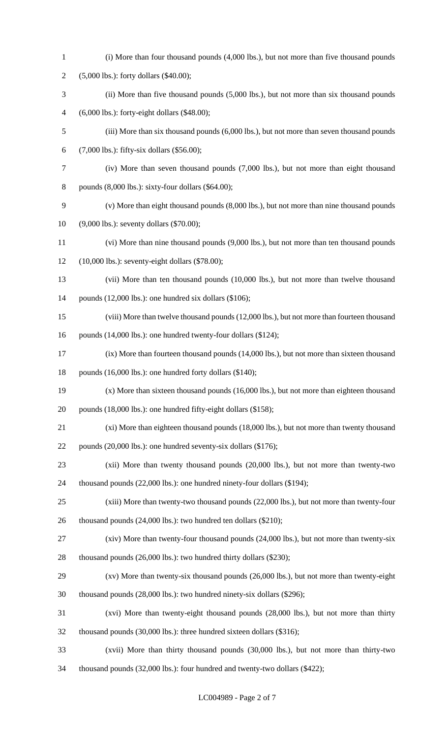(i) More than four thousand pounds (4,000 lbs.), but not more than five thousand pounds (5,000 lbs.): forty dollars ($40.00);

(ii) More than five thousand pounds (5,000 lbs.), but not more than six thousand pounds (6,000 lbs.): forty-eight dollars ($48.00);

(iii) More than six thousand pounds (6,000 lbs.), but not more than seven thousand pounds (7,000 lbs.): fifty-six dollars ($56.00);

(iv) More than seven thousand pounds (7,000 lbs.), but not more than eight thousand pounds (8,000 lbs.): sixty-four dollars ($64.00);

(v) More than eight thousand pounds (8,000 lbs.), but not more than nine thousand pounds (9,000 lbs.): seventy dollars ($70.00);

(vi) More than nine thousand pounds (9,000 lbs.), but not more than ten thousand pounds (10,000 lbs.): seventy-eight dollars ($78.00);

(vii) More than ten thousand pounds (10,000 lbs.), but not more than twelve thousand pounds (12,000 lbs.): one hundred six dollars ($106);

(viii) More than twelve thousand pounds (12,000 lbs.), but not more than fourteen thousand pounds (14,000 lbs.): one hundred twenty-four dollars ($124);

(ix) More than fourteen thousand pounds (14,000 lbs.), but not more than sixteen thousand pounds (16,000 lbs.): one hundred forty dollars ($140);

(x) More than sixteen thousand pounds (16,000 lbs.), but not more than eighteen thousand pounds (18,000 lbs.): one hundred fifty-eight dollars ($158);

(xi) More than eighteen thousand pounds (18,000 lbs.), but not more than twenty thousand pounds (20,000 lbs.): one hundred seventy-six dollars ($176);

(xii) More than twenty thousand pounds (20,000 lbs.), but not more than twenty-two thousand pounds (22,000 lbs.): one hundred ninety-four dollars ($194);

(xiii) More than twenty-two thousand pounds (22,000 lbs.), but not more than twenty-four thousand pounds (24,000 lbs.): two hundred ten dollars ($210);

(xiv) More than twenty-four thousand pounds (24,000 lbs.), but not more than twenty-six thousand pounds (26,000 lbs.): two hundred thirty dollars ($230);

(xv) More than twenty-six thousand pounds (26,000 lbs.), but not more than twenty-eight thousand pounds (28,000 lbs.): two hundred ninety-six dollars ($296);

(xvi) More than twenty-eight thousand pounds (28,000 lbs.), but not more than thirty thousand pounds (30,000 lbs.): three hundred sixteen dollars ($316);

(xvii) More than thirty thousand pounds (30,000 lbs.), but not more than thirty-two thousand pounds (32,000 lbs.): four hundred and twenty-two dollars ($422);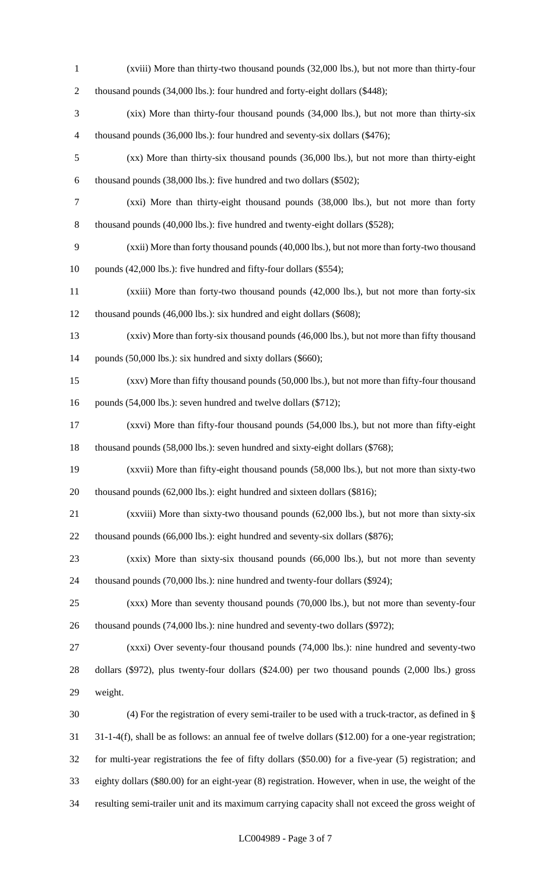(xviii) More than thirty-two thousand pounds (32,000 lbs.), but not more than thirty-four thousand pounds (34,000 lbs.): four hundred and forty-eight dollars ($448);

(xix) More than thirty-four thousand pounds (34,000 lbs.), but not more than thirty-six thousand pounds (36,000 lbs.): four hundred and seventy-six dollars ($476);

(xx) More than thirty-six thousand pounds (36,000 lbs.), but not more than thirty-eight thousand pounds (38,000 lbs.): five hundred and two dollars ($502);

(xxi) More than thirty-eight thousand pounds (38,000 lbs.), but not more than forty thousand pounds (40,000 lbs.): five hundred and twenty-eight dollars ($528);

(xxii) More than forty thousand pounds (40,000 lbs.), but not more than forty-two thousand pounds (42,000 lbs.): five hundred and fifty-four dollars ($554);

(xxiii) More than forty-two thousand pounds (42,000 lbs.), but not more than forty-six thousand pounds (46,000 lbs.): six hundred and eight dollars ($608);

(xxiv) More than forty-six thousand pounds (46,000 lbs.), but not more than fifty thousand pounds (50,000 lbs.): six hundred and sixty dollars ($660);

(xxv) More than fifty thousand pounds (50,000 lbs.), but not more than fifty-four thousand pounds (54,000 lbs.): seven hundred and twelve dollars ($712);

(xxvi) More than fifty-four thousand pounds (54,000 lbs.), but not more than fifty-eight thousand pounds (58,000 lbs.): seven hundred and sixty-eight dollars ($768);

(xxvii) More than fifty-eight thousand pounds (58,000 lbs.), but not more than sixty-two thousand pounds (62,000 lbs.): eight hundred and sixteen dollars ($816);

(xxviii) More than sixty-two thousand pounds (62,000 lbs.), but not more than sixty-six thousand pounds (66,000 lbs.): eight hundred and seventy-six dollars ($876);

(xxix) More than sixty-six thousand pounds (66,000 lbs.), but not more than seventy thousand pounds (70,000 lbs.): nine hundred and twenty-four dollars ($924);

(xxx) More than seventy thousand pounds (70,000 lbs.), but not more than seventy-four thousand pounds (74,000 lbs.): nine hundred and seventy-two dollars ($972);

(xxxi) Over seventy-four thousand pounds (74,000 lbs.): nine hundred and seventy-two dollars ($972), plus twenty-four dollars ($24.00) per two thousand pounds (2,000 lbs.) gross weight.

(4) For the registration of every semi-trailer to be used with a truck-tractor, as defined in § 31-1-4(f), shall be as follows: an annual fee of twelve dollars ($12.00) for a one-year registration; for multi-year registrations the fee of fifty dollars ($50.00) for a five-year (5) registration; and eighty dollars ($80.00) for an eight-year (8) registration. However, when in use, the weight of the resulting semi-trailer unit and its maximum carrying capacity shall not exceed the gross weight of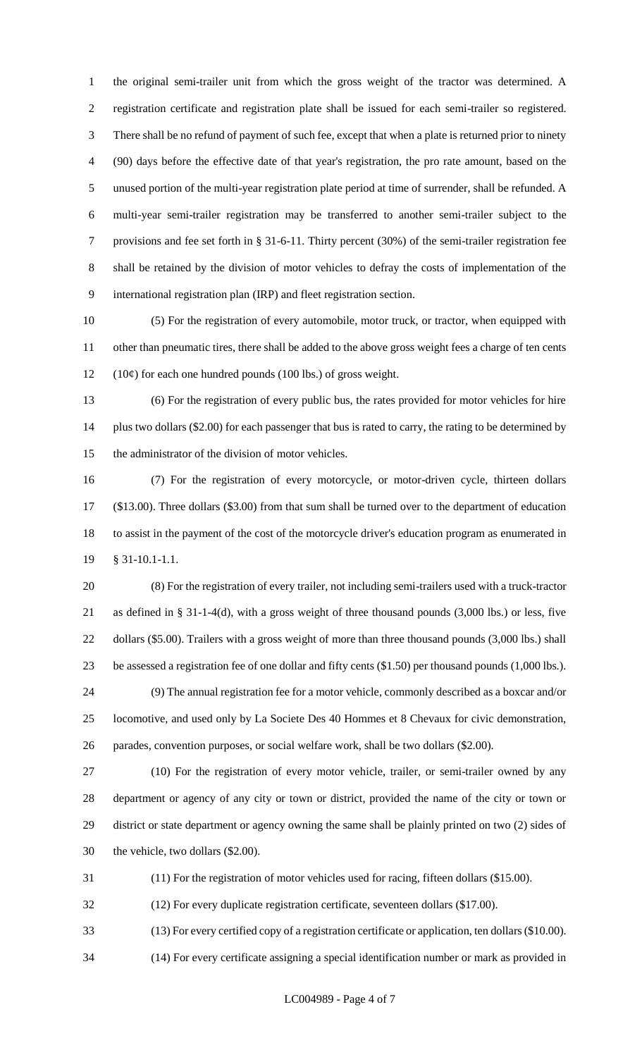the original semi-trailer unit from which the gross weight of the tractor was determined. A registration certificate and registration plate shall be issued for each semi-trailer so registered. There shall be no refund of payment of such fee, except that when a plate is returned prior to ninety (90) days before the effective date of that year's registration, the pro rate amount, based on the unused portion of the multi-year registration plate period at time of surrender, shall be refunded. A multi-year semi-trailer registration may be transferred to another semi-trailer subject to the provisions and fee set forth in § 31-6-11. Thirty percent (30%) of the semi-trailer registration fee shall be retained by the division of motor vehicles to defray the costs of implementation of the international registration plan (IRP) and fleet registration section.

(5) For the registration of every automobile, motor truck, or tractor, when equipped with other than pneumatic tires, there shall be added to the above gross weight fees a charge of ten cents (10¢) for each one hundred pounds (100 lbs.) of gross weight.

(6) For the registration of every public bus, the rates provided for motor vehicles for hire plus two dollars ($2.00) for each passenger that bus is rated to carry, the rating to be determined by the administrator of the division of motor vehicles.

(7) For the registration of every motorcycle, or motor-driven cycle, thirteen dollars ($13.00). Three dollars ($3.00) from that sum shall be turned over to the department of education to assist in the payment of the cost of the motorcycle driver's education program as enumerated in § 31-10.1-1.1.

(8) For the registration of every trailer, not including semi-trailers used with a truck-tractor as defined in § 31-1-4(d), with a gross weight of three thousand pounds (3,000 lbs.) or less, five dollars ($5.00). Trailers with a gross weight of more than three thousand pounds (3,000 lbs.) shall be assessed a registration fee of one dollar and fifty cents ($1.50) per thousand pounds (1,000 lbs.).

(9) The annual registration fee for a motor vehicle, commonly described as a boxcar and/or locomotive, and used only by La Societe Des 40 Hommes et 8 Chevaux for civic demonstration, parades, convention purposes, or social welfare work, shall be two dollars ($2.00).

(10) For the registration of every motor vehicle, trailer, or semi-trailer owned by any department or agency of any city or town or district, provided the name of the city or town or district or state department or agency owning the same shall be plainly printed on two (2) sides of the vehicle, two dollars ($2.00).

(11) For the registration of motor vehicles used for racing, fifteen dollars ($15.00).

(12) For every duplicate registration certificate, seventeen dollars ($17.00).

(13) For every certified copy of a registration certificate or application, ten dollars ($10.00).

(14) For every certificate assigning a special identification number or mark as provided in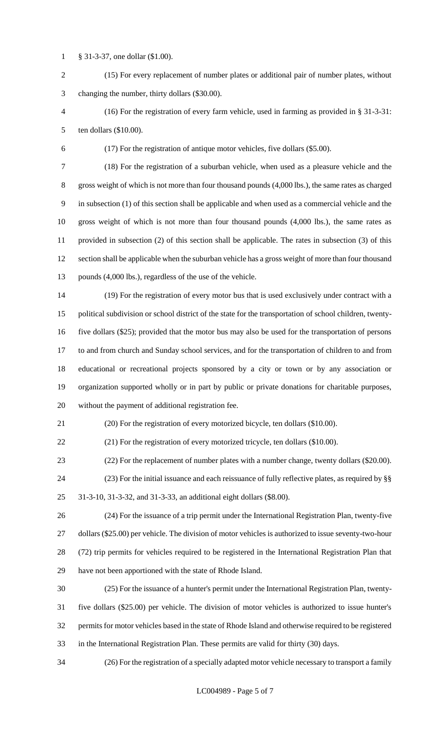§ 31-3-37, one dollar ($1.00).

(15) For every replacement of number plates or additional pair of number plates, without changing the number, thirty dollars ($30.00).

(16) For the registration of every farm vehicle, used in farming as provided in § 31-3-31: ten dollars ($10.00).

(17) For the registration of antique motor vehicles, five dollars ($5.00).

(18) For the registration of a suburban vehicle, when used as a pleasure vehicle and the gross weight of which is not more than four thousand pounds (4,000 lbs.), the same rates as charged in subsection (1) of this section shall be applicable and when used as a commercial vehicle and the gross weight of which is not more than four thousand pounds (4,000 lbs.), the same rates as provided in subsection (2) of this section shall be applicable. The rates in subsection (3) of this section shall be applicable when the suburban vehicle has a gross weight of more than four thousand pounds (4,000 lbs.), regardless of the use of the vehicle.

(19) For the registration of every motor bus that is used exclusively under contract with a political subdivision or school district of the state for the transportation of school children, twenty-five dollars ($25); provided that the motor bus may also be used for the transportation of persons to and from church and Sunday school services, and for the transportation of children to and from educational or recreational projects sponsored by a city or town or by any association or organization supported wholly or in part by public or private donations for charitable purposes, without the payment of additional registration fee.

(20) For the registration of every motorized bicycle, ten dollars ($10.00).

(21) For the registration of every motorized tricycle, ten dollars ($10.00).

(22) For the replacement of number plates with a number change, twenty dollars ($20.00).

(23) For the initial issuance and each reissuance of fully reflective plates, as required by §§ 31-3-10, 31-3-32, and 31-3-33, an additional eight dollars ($8.00).

(24) For the issuance of a trip permit under the International Registration Plan, twenty-five dollars ($25.00) per vehicle. The division of motor vehicles is authorized to issue seventy-two-hour (72) trip permits for vehicles required to be registered in the International Registration Plan that have not been apportioned with the state of Rhode Island.

(25) For the issuance of a hunter's permit under the International Registration Plan, twenty-five dollars ($25.00) per vehicle. The division of motor vehicles is authorized to issue hunter's permits for motor vehicles based in the state of Rhode Island and otherwise required to be registered in the International Registration Plan. These permits are valid for thirty (30) days.

(26) For the registration of a specially adapted motor vehicle necessary to transport a family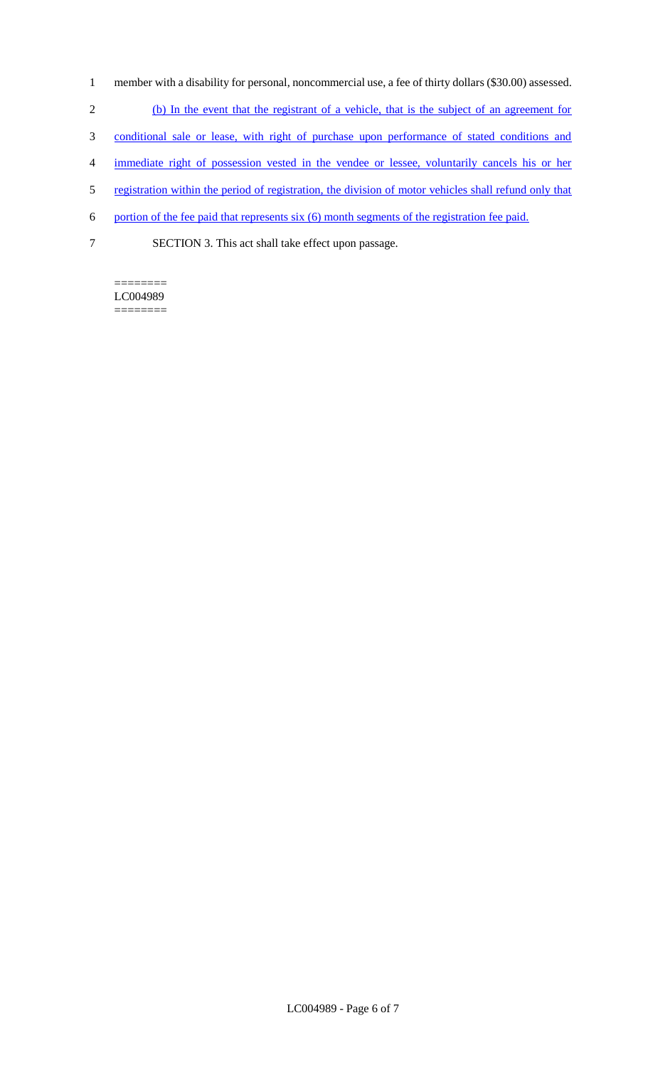member with a disability for personal, noncommercial use, a fee of thirty dollars ($30.00) assessed.

(b) In the event that the registrant of a vehicle, that is the subject of an agreement for conditional sale or lease, with right of purchase upon performance of stated conditions and immediate right of possession vested in the vendee or lessee, voluntarily cancels his or her registration within the period of registration, the division of motor vehicles shall refund only that portion of the fee paid that represents six (6) month segments of the registration fee paid.

SECTION 3. This act shall take effect upon passage.

========
LC004989
========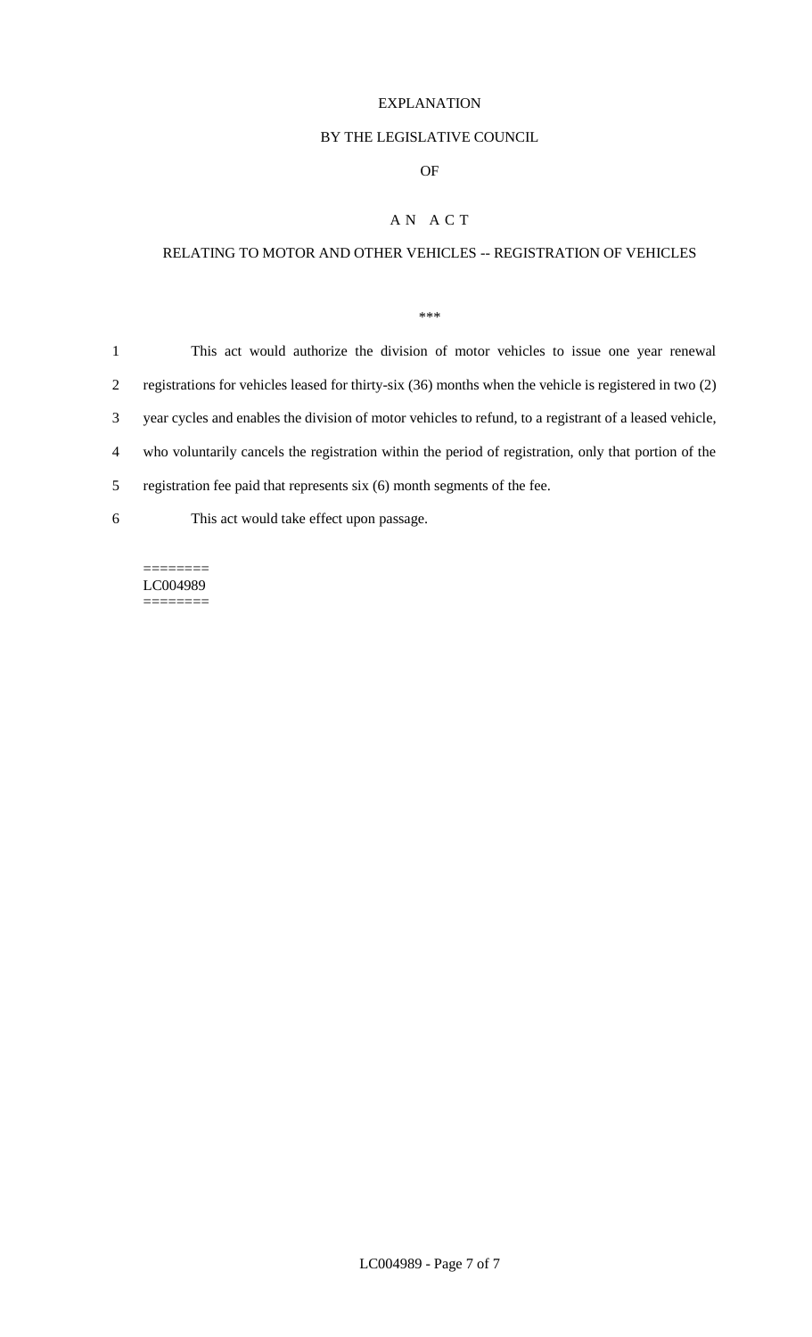EXPLANATION

BY THE LEGISLATIVE COUNCIL

OF

A N A C T

RELATING TO MOTOR AND OTHER VEHICLES -- REGISTRATION OF VEHICLES

\*\*\*

1 This act would authorize the division of motor vehicles to issue one year renewal
2 registrations for vehicles leased for thirty-six (36) months when the vehicle is registered in two (2)
3 year cycles and enables the division of motor vehicles to refund, to a registrant of a leased vehicle,
4 who voluntarily cancels the registration within the period of registration, only that portion of the
5 registration fee paid that represents six (6) month segments of the fee.
6 This act would take effect upon passage.

========
LC004989
========